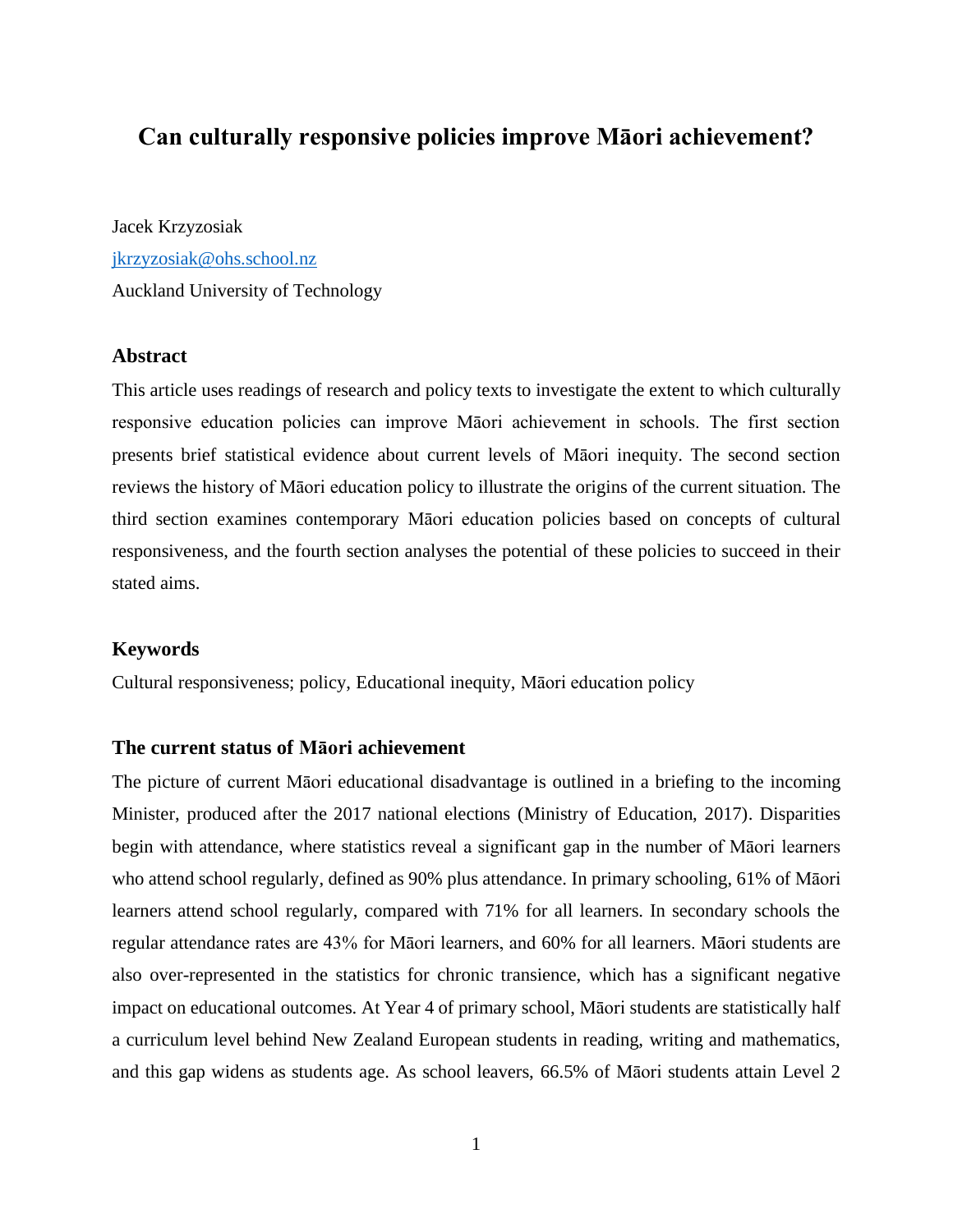# Can culturally responsive policies improve Māori achievement?

Jacek Krzyzosiak

jkrzyzosiak@ohs.school.nz

Auckland University of Technology

## Abstract

This article uses readings of research and policy texts to investigate the extent to which culturally responsive education policies can improve Māori achievement in schools. The first section presents brief statistical evidence about current levels of Māori inequity. The second section reviews the history of Māori education policy to illustrate the origins of the current situation. The third section examines contemporary Māori education policies based on concepts of cultural responsiveness, and the fourth section analyses the potential of these policies to succeed in their stated aims.

## Keywords

Cultural responsiveness; policy, Educational inequity, Māori education policy

## The current status of Māori achievement

The picture of current Māori educational disadvantage is outlined in a briefing to the incoming Minister, produced after the 2017 national elections (Ministry of Education, 2017). Disparities begin with attendance, where statistics reveal a significant gap in the number of Māori learners who attend school regularly, defined as 90% plus attendance. In primary schooling, 61% of Māori learners attend school regularly, compared with 71% for all learners. In secondary schools the regular attendance rates are 43% for Māori learners, and 60% for all learners. Māori students are also over-represented in the statistics for chronic transience, which has a significant negative impact on educational outcomes. At Year 4 of primary school, Māori students are statistically half a curriculum level behind New Zealand European students in reading, writing and mathematics, and this gap widens as students age. As school leavers, 66.5% of Māori students attain Level 2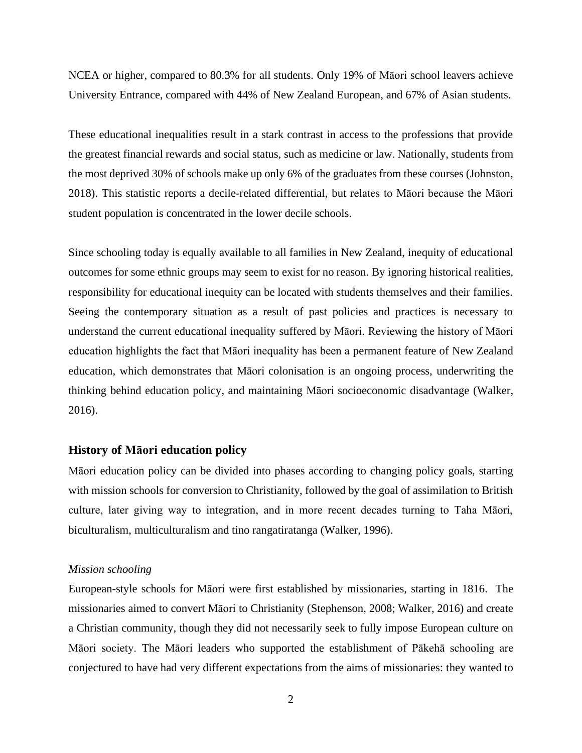NCEA or higher, compared to 80.3% for all students. Only 19% of Māori school leavers achieve University Entrance, compared with 44% of New Zealand European, and 67% of Asian students.

These educational inequalities result in a stark contrast in access to the professions that provide the greatest financial rewards and social status, such as medicine or law. Nationally, students from the most deprived 30% of schools make up only 6% of the graduates from these courses (Johnston, 2018). This statistic reports a decile-related differential, but relates to Māori because the Māori student population is concentrated in the lower decile schools.

Since schooling today is equally available to all families in New Zealand, inequity of educational outcomes for some ethnic groups may seem to exist for no reason. By ignoring historical realities, responsibility for educational inequity can be located with students themselves and their families. Seeing the contemporary situation as a result of past policies and practices is necessary to understand the current educational inequality suffered by Māori. Reviewing the history of Māori education highlights the fact that Māori inequality has been a permanent feature of New Zealand education, which demonstrates that Māori colonisation is an ongoing process, underwriting the thinking behind education policy, and maintaining Māori socioeconomic disadvantage (Walker, 2016).

### History of Māori education policy

Māori education policy can be divided into phases according to changing policy goals, starting with mission schools for conversion to Christianity, followed by the goal of assimilation to British culture, later giving way to integration, and in more recent decades turning to Taha Māori, biculturalism, multiculturalism and tino rangatiratanga (Walker, 1996).

*Mission schooling*

European-style schools for Māori were first established by missionaries, starting in 1816. The missionaries aimed to convert Māori to Christianity (Stephenson, 2008; Walker, 2016) and create a Christian community, though they did not necessarily seek to fully impose European culture on Māori society. The Māori leaders who supported the establishment of Pākehā schooling are conjectured to have had very different expectations from the aims of missionaries: they wanted to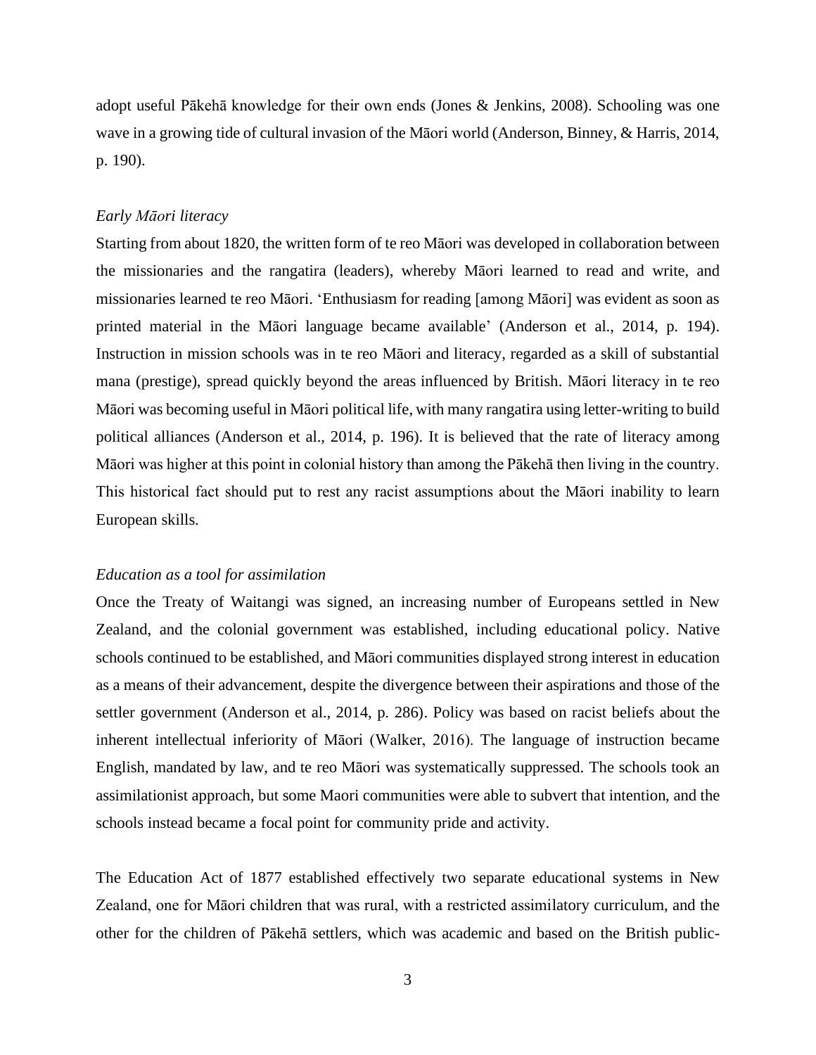adopt useful Pākehā knowledge for their own ends (Jones & Jenkins, 2008). Schooling was one wave in a growing tide of cultural invasion of the Māori world (Anderson, Binney, & Harris, 2014, p. 190).

*Early Māori literacy*

Starting from about 1820, the written form of te reo Māori was developed in collaboration between the missionaries and the rangatira (leaders), whereby Māori learned to read and write, and missionaries learned te reo Māori. 'Enthusiasm for reading [among Māori] was evident as soon as printed material in the Māori language became available' (Anderson et al., 2014, p. 194). Instruction in mission schools was in te reo Māori and literacy, regarded as a skill of substantial mana (prestige), spread quickly beyond the areas influenced by British. Māori literacy in te reo Māori was becoming useful in Māori political life, with many rangatira using letter-writing to build political alliances (Anderson et al., 2014, p. 196). It is believed that the rate of literacy among Māori was higher at this point in colonial history than among the Pākehā then living in the country. This historical fact should put to rest any racist assumptions about the Māori inability to learn European skills.

*Education as a tool for assimilation*

Once the Treaty of Waitangi was signed, an increasing number of Europeans settled in New Zealand, and the colonial government was established, including educational policy. Native schools continued to be established, and Māori communities displayed strong interest in education as a means of their advancement, despite the divergence between their aspirations and those of the settler government (Anderson et al., 2014, p. 286). Policy was based on racist beliefs about the inherent intellectual inferiority of Māori (Walker, 2016). The language of instruction became English, mandated by law, and te reo Māori was systematically suppressed. The schools took an assimilationist approach, but some Maori communities were able to subvert that intention, and the schools instead became a focal point for community pride and activity.

The Education Act of 1877 established effectively two separate educational systems in New Zealand, one for Māori children that was rural, with a restricted assimilatory curriculum, and the other for the children of Pākehā settlers, which was academic and based on the British public-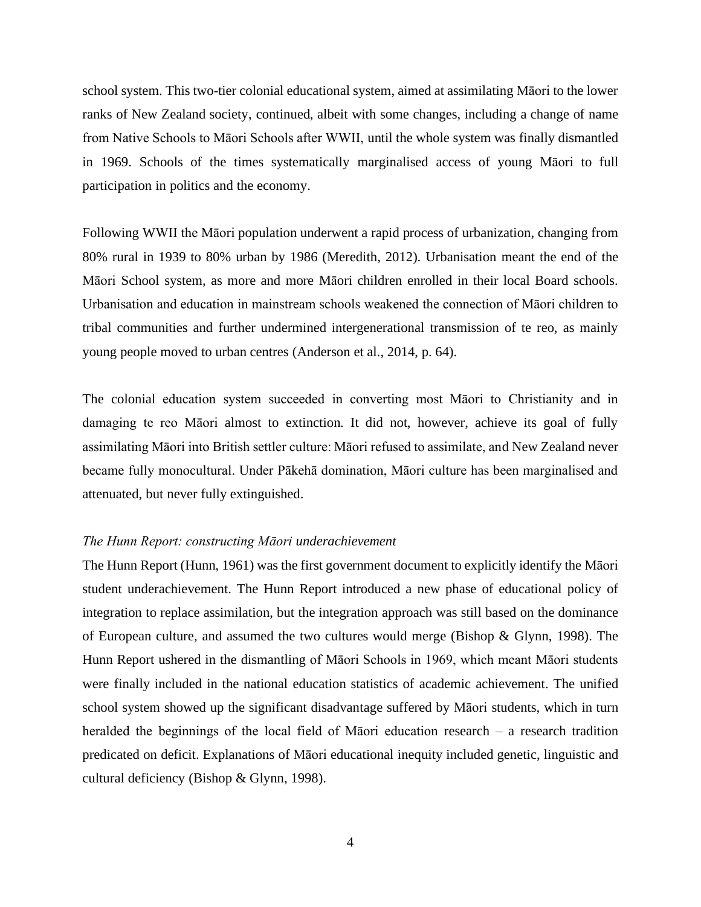school system. This two-tier colonial educational system, aimed at assimilating Māori to the lower ranks of New Zealand society, continued, albeit with some changes, including a change of name from Native Schools to Māori Schools after WWII, until the whole system was finally dismantled in 1969. Schools of the times systematically marginalised access of young Māori to full participation in politics and the economy.

Following WWII the Māori population underwent a rapid process of urbanization, changing from 80% rural in 1939 to 80% urban by 1986 (Meredith, 2012). Urbanisation meant the end of the Māori School system, as more and more Māori children enrolled in their local Board schools. Urbanisation and education in mainstream schools weakened the connection of Māori children to tribal communities and further undermined intergenerational transmission of te reo, as mainly young people moved to urban centres (Anderson et al., 2014, p. 64).

The colonial education system succeeded in converting most Māori to Christianity and in damaging te reo Māori almost to extinction. It did not, however, achieve its goal of fully assimilating Māori into British settler culture: Māori refused to assimilate, and New Zealand never became fully monocultural. Under Pākehā domination, Māori culture has been marginalised and attenuated, but never fully extinguished.

### *The Hunn Report: constructing Māori underachievement*

The Hunn Report (Hunn, 1961) was the first government document to explicitly identify the Māori student underachievement. The Hunn Report introduced a new phase of educational policy of integration to replace assimilation, but the integration approach was still based on the dominance of European culture, and assumed the two cultures would merge (Bishop & Glynn, 1998). The Hunn Report ushered in the dismantling of Māori Schools in 1969, which meant Māori students were finally included in the national education statistics of academic achievement. The unified school system showed up the significant disadvantage suffered by Māori students, which in turn heralded the beginnings of the local field of Māori education research – a research tradition predicated on deficit. Explanations of Māori educational inequity included genetic, linguistic and cultural deficiency (Bishop & Glynn, 1998).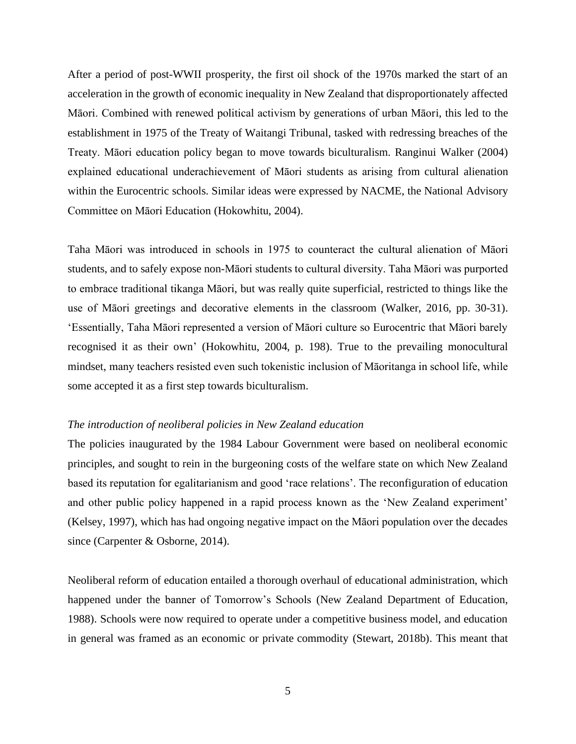After a period of post-WWII prosperity, the first oil shock of the 1970s marked the start of an acceleration in the growth of economic inequality in New Zealand that disproportionately affected Māori. Combined with renewed political activism by generations of urban Māori, this led to the establishment in 1975 of the Treaty of Waitangi Tribunal, tasked with redressing breaches of the Treaty. Māori education policy began to move towards biculturalism. Ranginui Walker (2004) explained educational underachievement of Māori students as arising from cultural alienation within the Eurocentric schools. Similar ideas were expressed by NACME, the National Advisory Committee on Māori Education (Hokowhitu, 2004).

Taha Māori was introduced in schools in 1975 to counteract the cultural alienation of Māori students, and to safely expose non-Māori students to cultural diversity. Taha Māori was purported to embrace traditional tikanga Māori, but was really quite superficial, restricted to things like the use of Māori greetings and decorative elements in the classroom (Walker, 2016, pp. 30-31). 'Essentially, Taha Māori represented a version of Māori culture so Eurocentric that Māori barely recognised it as their own' (Hokowhitu, 2004, p. 198). True to the prevailing monocultural mindset, many teachers resisted even such tokenistic inclusion of Māoritanga in school life, while some accepted it as a first step towards biculturalism.

*The introduction of neoliberal policies in New Zealand education*

The policies inaugurated by the 1984 Labour Government were based on neoliberal economic principles, and sought to rein in the burgeoning costs of the welfare state on which New Zealand based its reputation for egalitarianism and good 'race relations'. The reconfiguration of education and other public policy happened in a rapid process known as the 'New Zealand experiment' (Kelsey, 1997), which has had ongoing negative impact on the Māori population over the decades since (Carpenter & Osborne, 2014).

Neoliberal reform of education entailed a thorough overhaul of educational administration, which happened under the banner of Tomorrow's Schools (New Zealand Department of Education, 1988). Schools were now required to operate under a competitive business model, and education in general was framed as an economic or private commodity (Stewart, 2018b). This meant that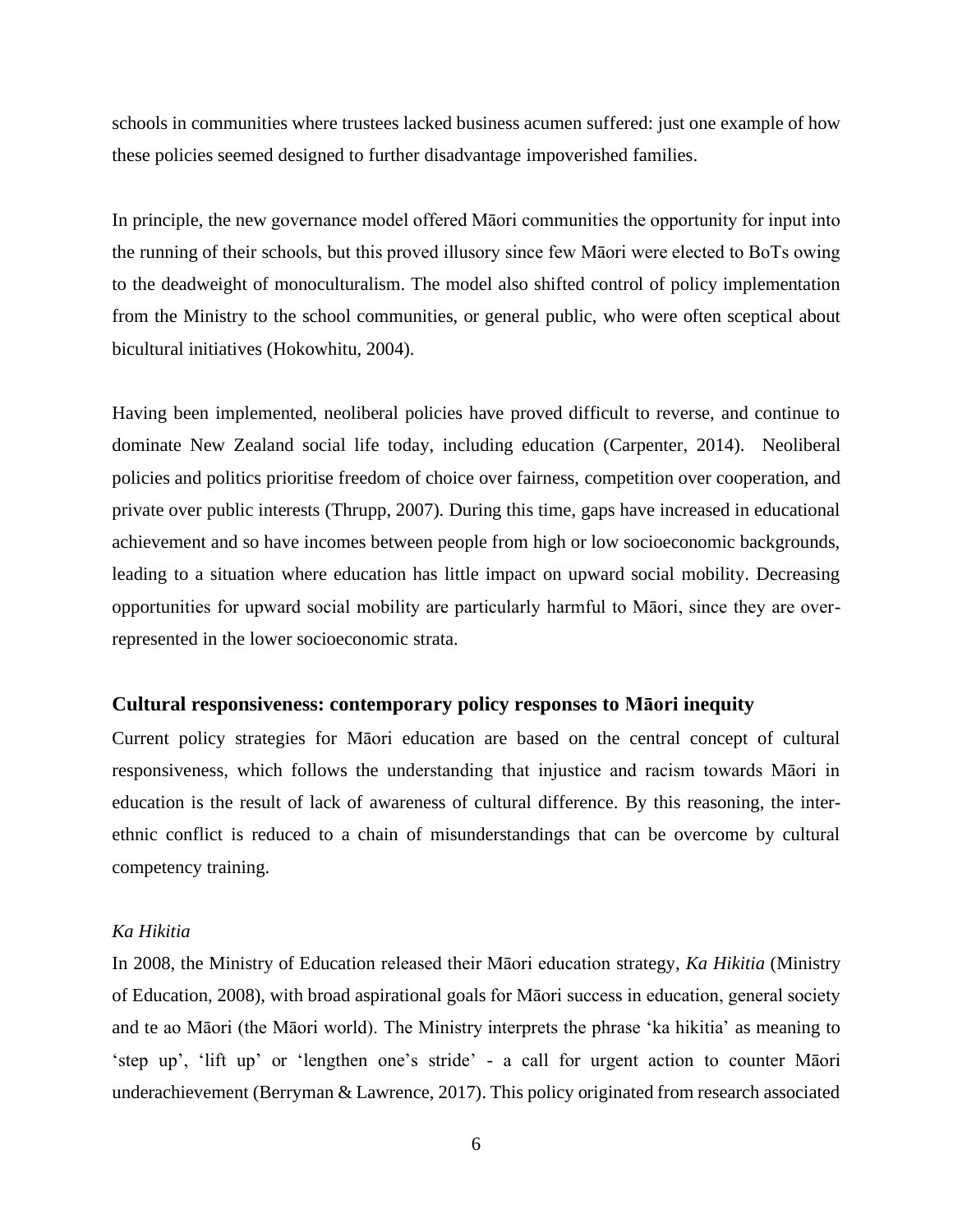schools in communities where trustees lacked business acumen suffered: just one example of how these policies seemed designed to further disadvantage impoverished families.

In principle, the new governance model offered Māori communities the opportunity for input into the running of their schools, but this proved illusory since few Māori were elected to BoTs owing to the deadweight of monoculturalism. The model also shifted control of policy implementation from the Ministry to the school communities, or general public, who were often sceptical about bicultural initiatives (Hokowhitu, 2004).

Having been implemented, neoliberal policies have proved difficult to reverse, and continue to dominate New Zealand social life today, including education (Carpenter, 2014). Neoliberal policies and politics prioritise freedom of choice over fairness, competition over cooperation, and private over public interests (Thrupp, 2007). During this time, gaps have increased in educational achievement and so have incomes between people from high or low socioeconomic backgrounds, leading to a situation where education has little impact on upward social mobility. Decreasing opportunities for upward social mobility are particularly harmful to Māori, since they are over-represented in the lower socioeconomic strata.

## Cultural responsiveness: contemporary policy responses to Māori inequity

Current policy strategies for Māori education are based on the central concept of cultural responsiveness, which follows the understanding that injustice and racism towards Māori in education is the result of lack of awareness of cultural difference. By this reasoning, the inter-ethnic conflict is reduced to a chain of misunderstandings that can be overcome by cultural competency training.

### *Ka Hikitia*

In 2008, the Ministry of Education released their Māori education strategy, *Ka Hikitia* (Ministry of Education, 2008), with broad aspirational goals for Māori success in education, general society and te ao Māori (the Māori world). The Ministry interprets the phrase 'ka hikitia' as meaning to 'step up', 'lift up' or 'lengthen one's stride' - a call for urgent action to counter Māori underachievement (Berryman & Lawrence, 2017). This policy originated from research associated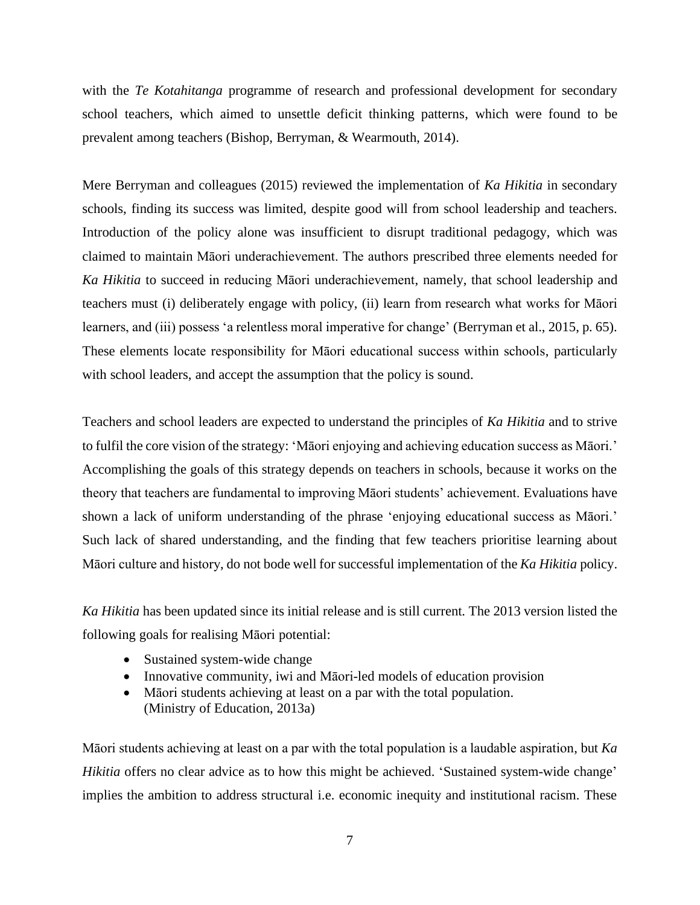with the *Te Kotahitanga* programme of research and professional development for secondary school teachers, which aimed to unsettle deficit thinking patterns, which were found to be prevalent among teachers (Bishop, Berryman, & Wearmouth, 2014).

Mere Berryman and colleagues (2015) reviewed the implementation of *Ka Hikitia* in secondary schools, finding its success was limited, despite good will from school leadership and teachers. Introduction of the policy alone was insufficient to disrupt traditional pedagogy, which was claimed to maintain Māori underachievement. The authors prescribed three elements needed for *Ka Hikitia* to succeed in reducing Māori underachievement, namely, that school leadership and teachers must (i) deliberately engage with policy, (ii) learn from research what works for Māori learners, and (iii) possess 'a relentless moral imperative for change' (Berryman et al., 2015, p. 65). These elements locate responsibility for Māori educational success within schools, particularly with school leaders, and accept the assumption that the policy is sound.

Teachers and school leaders are expected to understand the principles of *Ka Hikitia* and to strive to fulfil the core vision of the strategy: 'Māori enjoying and achieving education success as Māori.' Accomplishing the goals of this strategy depends on teachers in schools, because it works on the theory that teachers are fundamental to improving Māori students' achievement. Evaluations have shown a lack of uniform understanding of the phrase 'enjoying educational success as Māori.' Such lack of shared understanding, and the finding that few teachers prioritise learning about Māori culture and history, do not bode well for successful implementation of the *Ka Hikitia* policy.

*Ka Hikitia* has been updated since its initial release and is still current. The 2013 version listed the following goals for realising Māori potential:

- Sustained system-wide change
- Innovative community, iwi and Māori-led models of education provision
- Māori students achieving at least on a par with the total population.
  (Ministry of Education, 2013a)

Māori students achieving at least on a par with the total population is a laudable aspiration, but *Ka Hikitia* offers no clear advice as to how this might be achieved. 'Sustained system-wide change' implies the ambition to address structural i.e. economic inequity and institutional racism. These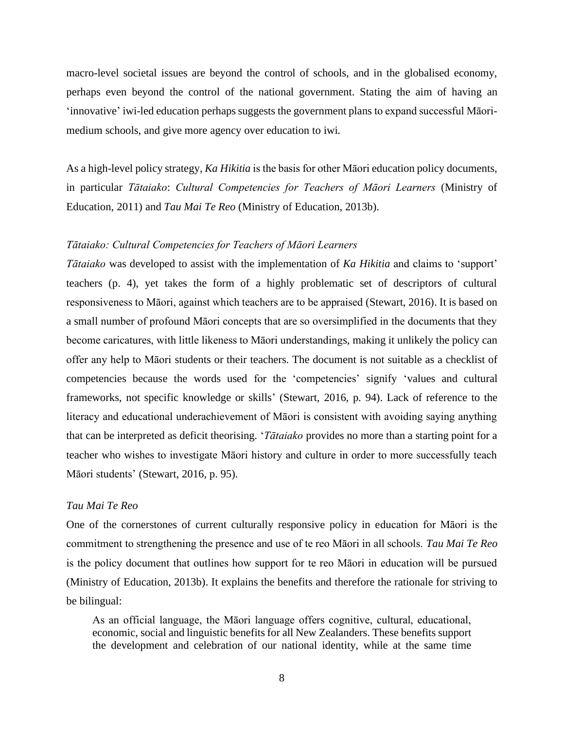macro-level societal issues are beyond the control of schools, and in the globalised economy, perhaps even beyond the control of the national government. Stating the aim of having an 'innovative' iwi-led education perhaps suggests the government plans to expand successful Māori-medium schools, and give more agency over education to iwi.

As a high-level policy strategy, *Ka Hikitia* is the basis for other Māori education policy documents, in particular *Tātaiako*: *Cultural Competencies for Teachers of Māori Learners* (Ministry of Education, 2011) and *Tau Mai Te Reo* (Ministry of Education, 2013b).

### *Tātaiako: Cultural Competencies for Teachers of Māori Learners*

*Tātaiako* was developed to assist with the implementation of *Ka Hikitia* and claims to 'support' teachers (p. 4), yet takes the form of a highly problematic set of descriptors of cultural responsiveness to Māori, against which teachers are to be appraised (Stewart, 2016). It is based on a small number of profound Māori concepts that are so oversimplified in the documents that they become caricatures, with little likeness to Māori understandings, making it unlikely the policy can offer any help to Māori students or their teachers. The document is not suitable as a checklist of competencies because the words used for the 'competencies' signify 'values and cultural frameworks, not specific knowledge or skills' (Stewart, 2016, p. 94). Lack of reference to the literacy and educational underachievement of Māori is consistent with avoiding saying anything that can be interpreted as deficit theorising. '*Tātaiako* provides no more than a starting point for a teacher who wishes to investigate Māori history and culture in order to more successfully teach Māori students' (Stewart, 2016, p. 95).

### *Tau Mai Te Reo*

One of the cornerstones of current culturally responsive policy in education for Māori is the commitment to strengthening the presence and use of te reo Māori in all schools. *Tau Mai Te Reo* is the policy document that outlines how support for te reo Māori in education will be pursued (Ministry of Education, 2013b). It explains the benefits and therefore the rationale for striving to be bilingual:

> As an official language, the Māori language offers cognitive, cultural, educational, economic, social and linguistic benefits for all New Zealanders. These benefits support the development and celebration of our national identity, while at the same time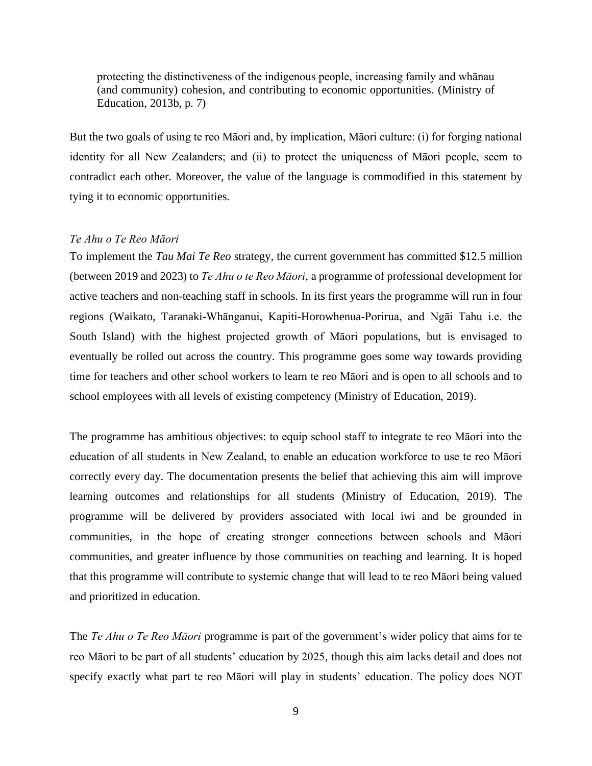> protecting the distinctiveness of the indigenous people, increasing family and whānau (and community) cohesion, and contributing to economic opportunities. (Ministry of Education, 2013b, p. 7)

But the two goals of using te reo Māori and, by implication, Māori culture: (i) for forging national identity for all New Zealanders; and (ii) to protect the uniqueness of Māori people, seem to contradict each other. Moreover, the value of the language is commodified in this statement by tying it to economic opportunities.

*Te Ahu o Te Reo Māori*

To implement the *Tau Mai Te Reo* strategy, the current government has committed $12.5 million (between 2019 and 2023) to *Te Ahu o te Reo Māori*, a programme of professional development for active teachers and non-teaching staff in schools. In its first years the programme will run in four regions (Waikato, Taranaki-Whānganui, Kapiti-Horowhenua-Porirua, and Ngāi Tahu i.e. the South Island) with the highest projected growth of Māori populations, but is envisaged to eventually be rolled out across the country. This programme goes some way towards providing time for teachers and other school workers to learn te reo Māori and is open to all schools and to school employees with all levels of existing competency (Ministry of Education, 2019).

The programme has ambitious objectives: to equip school staff to integrate te reo Māori into the education of all students in New Zealand, to enable an education workforce to use te reo Māori correctly every day. The documentation presents the belief that achieving this aim will improve learning outcomes and relationships for all students (Ministry of Education, 2019). The programme will be delivered by providers associated with local iwi and be grounded in communities, in the hope of creating stronger connections between schools and Māori communities, and greater influence by those communities on teaching and learning. It is hoped that this programme will contribute to systemic change that will lead to te reo Māori being valued and prioritized in education.

The *Te Ahu o Te Reo Māori* programme is part of the government's wider policy that aims for te reo Māori to be part of all students' education by 2025, though this aim lacks detail and does not specify exactly what part te reo Māori will play in students' education. The policy does NOT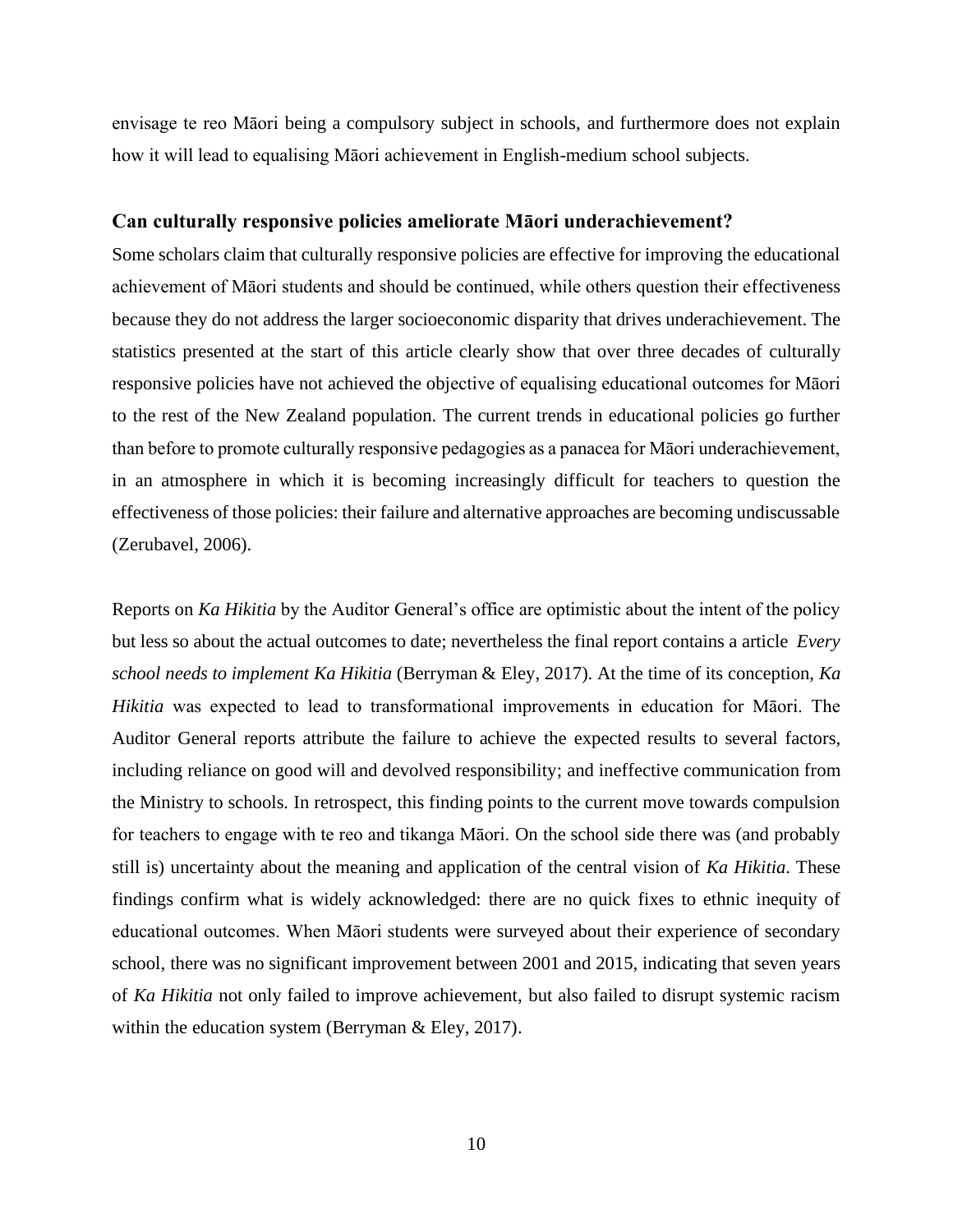envisage te reo Māori being a compulsory subject in schools, and furthermore does not explain how it will lead to equalising Māori achievement in English-medium school subjects.

### Can culturally responsive policies ameliorate Māori underachievement?

Some scholars claim that culturally responsive policies are effective for improving the educational achievement of Māori students and should be continued, while others question their effectiveness because they do not address the larger socioeconomic disparity that drives underachievement. The statistics presented at the start of this article clearly show that over three decades of culturally responsive policies have not achieved the objective of equalising educational outcomes for Māori to the rest of the New Zealand population. The current trends in educational policies go further than before to promote culturally responsive pedagogies as a panacea for Māori underachievement, in an atmosphere in which it is becoming increasingly difficult for teachers to question the effectiveness of those policies: their failure and alternative approaches are becoming undiscussable (Zerubavel, 2006).

Reports on *Ka Hikitia* by the Auditor General's office are optimistic about the intent of the policy but less so about the actual outcomes to date; nevertheless the final report contains a article *Every school needs to implement Ka Hikitia* (Berryman & Eley, 2017). At the time of its conception, *Ka Hikitia* was expected to lead to transformational improvements in education for Māori. The Auditor General reports attribute the failure to achieve the expected results to several factors, including reliance on good will and devolved responsibility; and ineffective communication from the Ministry to schools. In retrospect, this finding points to the current move towards compulsion for teachers to engage with te reo and tikanga Māori. On the school side there was (and probably still is) uncertainty about the meaning and application of the central vision of *Ka Hikitia*. These findings confirm what is widely acknowledged: there are no quick fixes to ethnic inequity of educational outcomes. When Māori students were surveyed about their experience of secondary school, there was no significant improvement between 2001 and 2015, indicating that seven years of *Ka Hikitia* not only failed to improve achievement, but also failed to disrupt systemic racism within the education system (Berryman & Eley, 2017).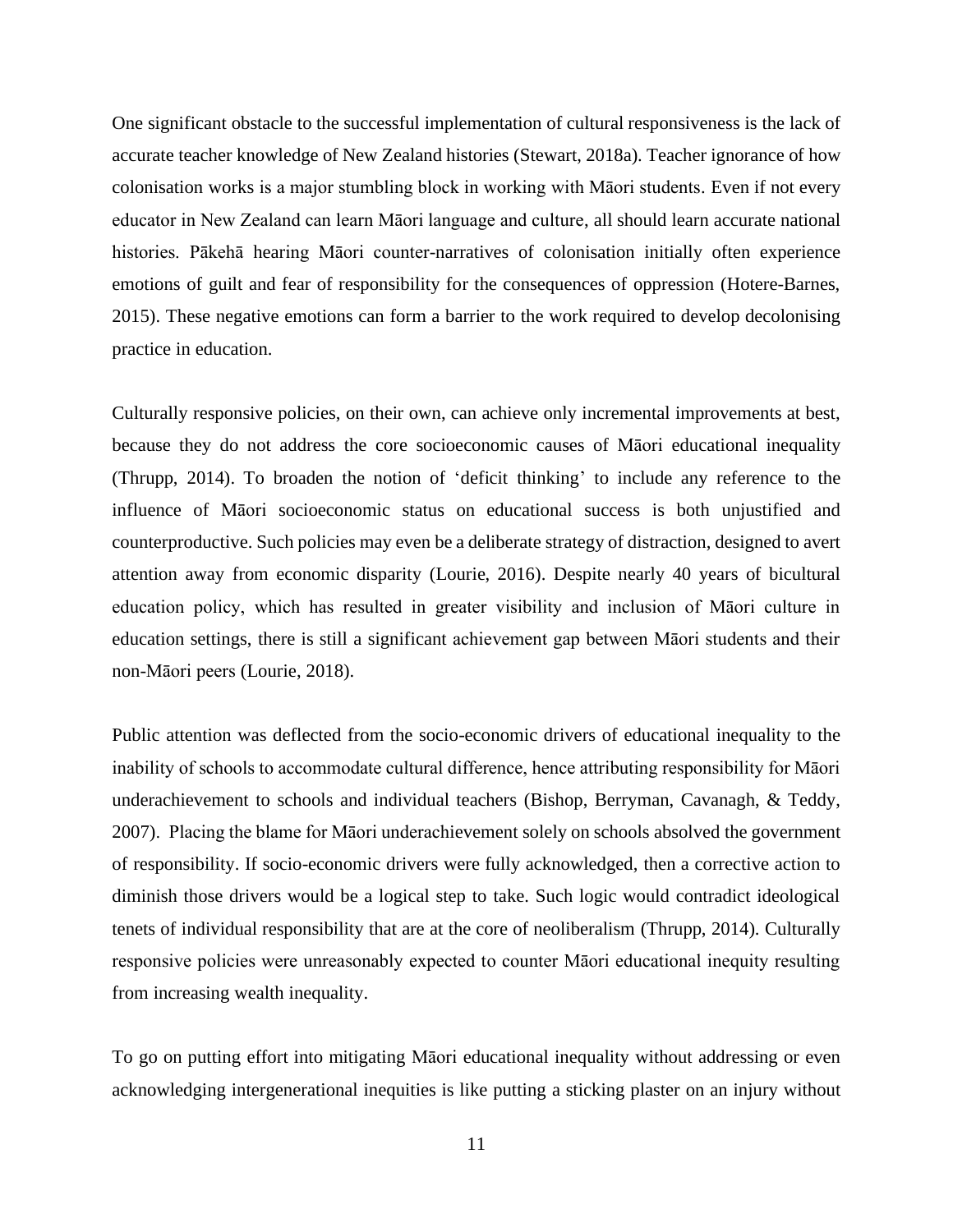One significant obstacle to the successful implementation of cultural responsiveness is the lack of accurate teacher knowledge of New Zealand histories (Stewart, 2018a). Teacher ignorance of how colonisation works is a major stumbling block in working with Māori students. Even if not every educator in New Zealand can learn Māori language and culture, all should learn accurate national histories. Pākehā hearing Māori counter-narratives of colonisation initially often experience emotions of guilt and fear of responsibility for the consequences of oppression (Hotere-Barnes, 2015). These negative emotions can form a barrier to the work required to develop decolonising practice in education.

Culturally responsive policies, on their own, can achieve only incremental improvements at best, because they do not address the core socioeconomic causes of Māori educational inequality (Thrupp, 2014). To broaden the notion of 'deficit thinking' to include any reference to the influence of Māori socioeconomic status on educational success is both unjustified and counterproductive. Such policies may even be a deliberate strategy of distraction, designed to avert attention away from economic disparity (Lourie, 2016). Despite nearly 40 years of bicultural education policy, which has resulted in greater visibility and inclusion of Māori culture in education settings, there is still a significant achievement gap between Māori students and their non-Māori peers (Lourie, 2018).

Public attention was deflected from the socio-economic drivers of educational inequality to the inability of schools to accommodate cultural difference, hence attributing responsibility for Māori underachievement to schools and individual teachers (Bishop, Berryman, Cavanagh, & Teddy, 2007). Placing the blame for Māori underachievement solely on schools absolved the government of responsibility. If socio-economic drivers were fully acknowledged, then a corrective action to diminish those drivers would be a logical step to take. Such logic would contradict ideological tenets of individual responsibility that are at the core of neoliberalism (Thrupp, 2014). Culturally responsive policies were unreasonably expected to counter Māori educational inequity resulting from increasing wealth inequality.

To go on putting effort into mitigating Māori educational inequality without addressing or even acknowledging intergenerational inequities is like putting a sticking plaster on an injury without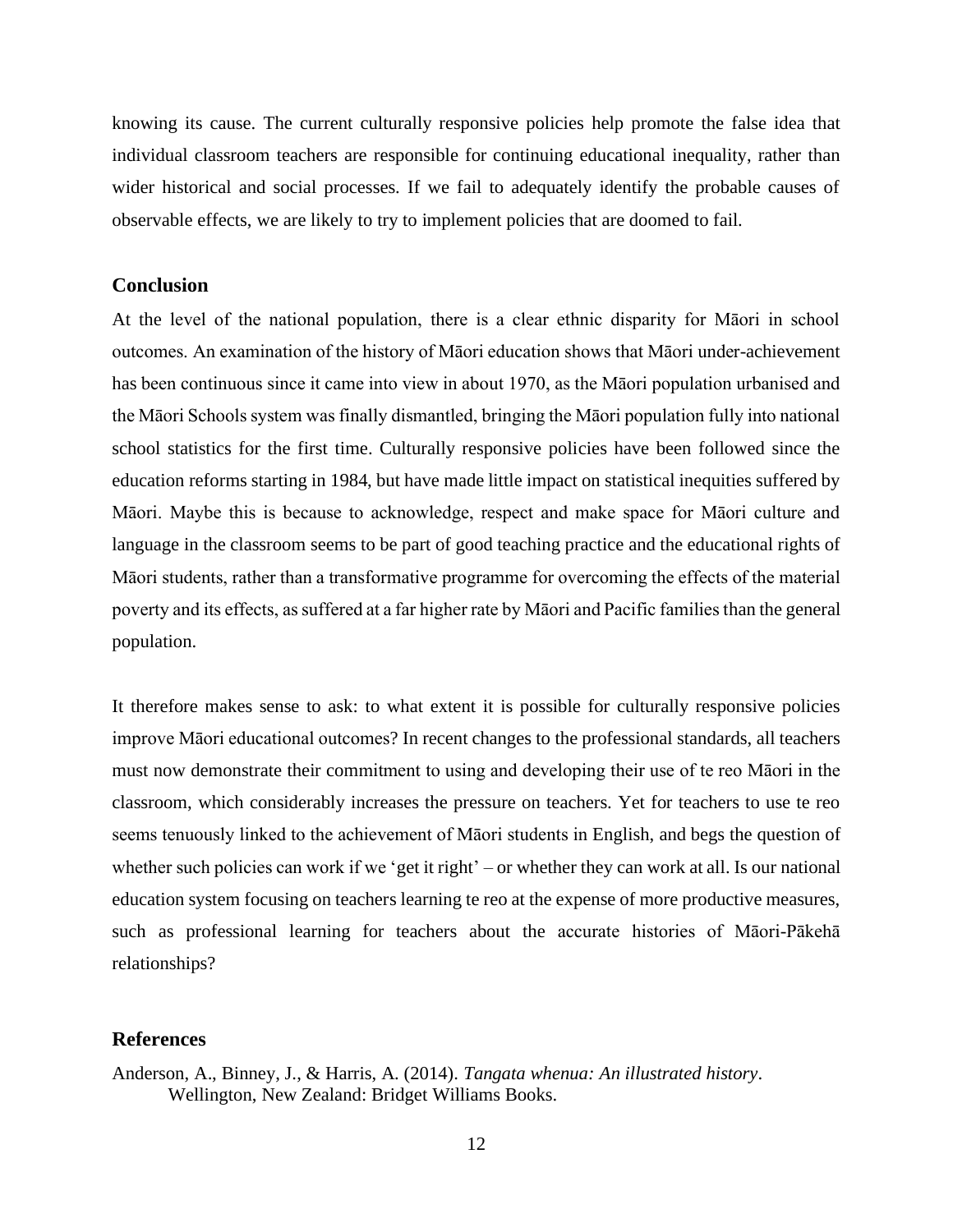knowing its cause. The current culturally responsive policies help promote the false idea that individual classroom teachers are responsible for continuing educational inequality, rather than wider historical and social processes. If we fail to adequately identify the probable causes of observable effects, we are likely to try to implement policies that are doomed to fail.

## Conclusion

At the level of the national population, there is a clear ethnic disparity for Māori in school outcomes. An examination of the history of Māori education shows that Māori under-achievement has been continuous since it came into view in about 1970, as the Māori population urbanised and the Māori Schools system was finally dismantled, bringing the Māori population fully into national school statistics for the first time. Culturally responsive policies have been followed since the education reforms starting in 1984, but have made little impact on statistical inequities suffered by Māori. Maybe this is because to acknowledge, respect and make space for Māori culture and language in the classroom seems to be part of good teaching practice and the educational rights of Māori students, rather than a transformative programme for overcoming the effects of the material poverty and its effects, as suffered at a far higher rate by Māori and Pacific families than the general population.

It therefore makes sense to ask: to what extent it is possible for culturally responsive policies improve Māori educational outcomes? In recent changes to the professional standards, all teachers must now demonstrate their commitment to using and developing their use of te reo Māori in the classroom, which considerably increases the pressure on teachers. Yet for teachers to use te reo seems tenuously linked to the achievement of Māori students in English, and begs the question of whether such policies can work if we 'get it right' – or whether they can work at all. Is our national education system focusing on teachers learning te reo at the expense of more productive measures, such as professional learning for teachers about the accurate histories of Māori-Pākehā relationships?

## References

Anderson, A., Binney, J., & Harris, A. (2014). *Tangata whenua: An illustrated history*. Wellington, New Zealand: Bridget Williams Books.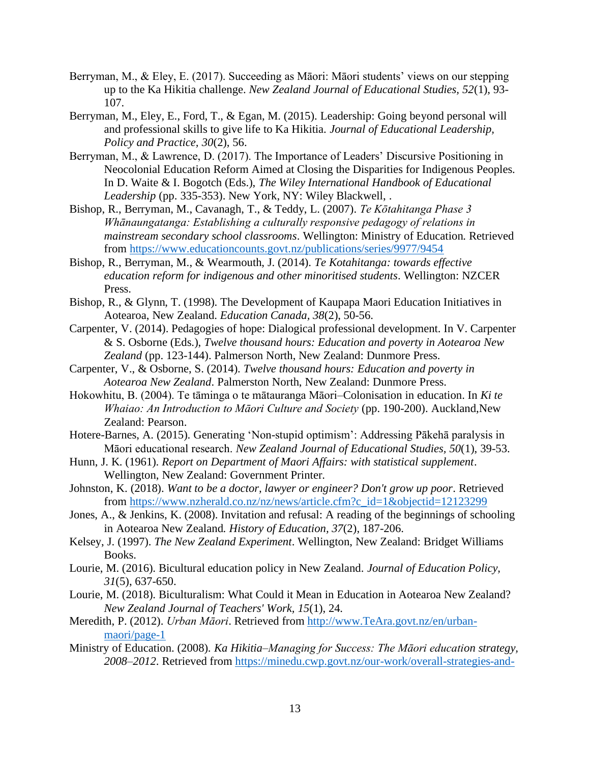Berryman, M., & Eley, E. (2017). Succeeding as Māori: Māori students' views on our stepping up to the Ka Hikitia challenge. *New Zealand Journal of Educational Studies, 52*(1), 93-107.

Berryman, M., Eley, E., Ford, T., & Egan, M. (2015). Leadership: Going beyond personal will and professional skills to give life to Ka Hikitia. *Journal of Educational Leadership, Policy and Practice, 30*(2), 56.

Berryman, M., & Lawrence, D. (2017). The Importance of Leaders' Discursive Positioning in Neocolonial Education Reform Aimed at Closing the Disparities for Indigenous Peoples. In D. Waite & I. Bogotch (Eds.), *The Wiley International Handbook of Educational Leadership* (pp. 335-353). New York, NY: Wiley Blackwell, .

Bishop, R., Berryman, M., Cavanagh, T., & Teddy, L. (2007). *Te Kōtahitanga Phase 3 Whānaungatanga: Establishing a culturally responsive pedagogy of relations in mainstream secondary school classrooms*. Wellington: Ministry of Education. Retrieved from https://www.educationcounts.govt.nz/publications/series/9977/9454

Bishop, R., Berryman, M., & Wearmouth, J. (2014). *Te Kotahitanga: towards effective education reform for indigenous and other minoritised students*. Wellington: NZCER Press.

Bishop, R., & Glynn, T. (1998). The Development of Kaupapa Maori Education Initiatives in Aotearoa, New Zealand. *Education Canada, 38*(2), 50-56.

Carpenter, V. (2014). Pedagogies of hope: Dialogical professional development. In V. Carpenter & S. Osborne (Eds.), *Twelve thousand hours: Education and poverty in Aotearoa New Zealand* (pp. 123-144). Palmerson North, New Zealand: Dunmore Press.

Carpenter, V., & Osborne, S. (2014). *Twelve thousand hours: Education and poverty in Aotearoa New Zealand*. Palmerston North, New Zealand: Dunmore Press.

Hokowhitu, B. (2004). Te tāminga o te mātauranga Māori–Colonisation in education. In *Ki te Whaiao: An Introduction to Māori Culture and Society* (pp. 190-200). Auckland,New Zealand: Pearson.

Hotere-Barnes, A. (2015). Generating 'Non-stupid optimism': Addressing Pākehā paralysis in Māori educational research. *New Zealand Journal of Educational Studies, 50*(1), 39-53.

Hunn, J. K. (1961). *Report on Department of Maori Affairs: with statistical supplement*. Wellington, New Zealand: Government Printer.

Johnston, K. (2018). *Want to be a doctor, lawyer or engineer? Don't grow up poor*. Retrieved from https://www.nzherald.co.nz/nz/news/article.cfm?c_id=1&objectid=12123299

Jones, A., & Jenkins, K. (2008). Invitation and refusal: A reading of the beginnings of schooling in Aotearoa New Zealand. *History of Education, 37*(2), 187-206.

Kelsey, J. (1997). *The New Zealand Experiment*. Wellington, New Zealand: Bridget Williams Books.

Lourie, M. (2016). Bicultural education policy in New Zealand. *Journal of Education Policy, 31*(5), 637-650.

Lourie, M. (2018). Biculturalism: What Could it Mean in Education in Aotearoa New Zealand? *New Zealand Journal of Teachers' Work, 15*(1), 24.

Meredith, P. (2012). *Urban Māori*. Retrieved from http://www.TeAra.govt.nz/en/urban-maori/page-1

Ministry of Education. (2008). *Ka Hikitia–Managing for Success: The Māori education strategy, 2008–2012*. Retrieved from https://minedu.cwp.govt.nz/our-work/overall-strategies-and-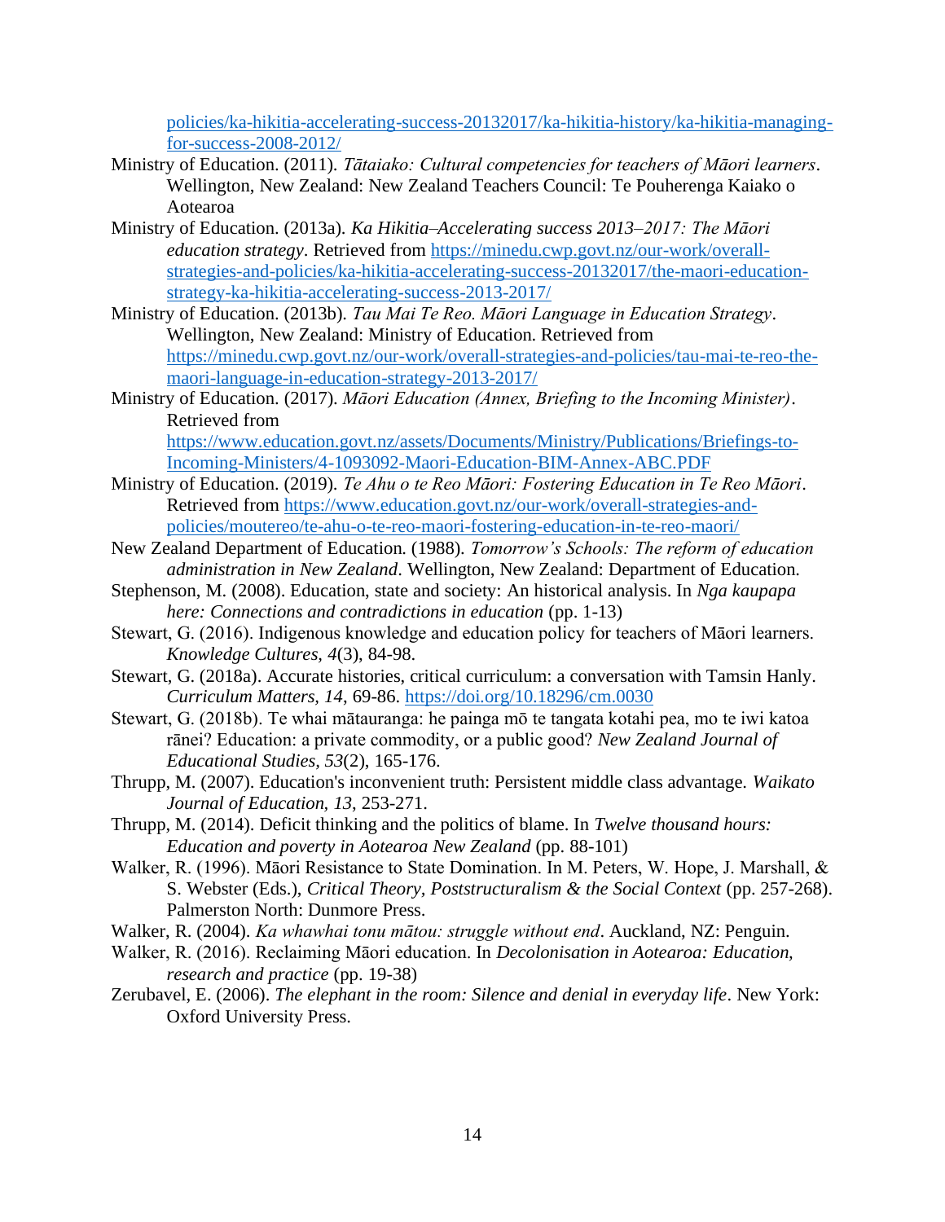[policies/ka-hikitia-accelerating-success-20132017/ka-hikitia-history/ka-hikitia-managing-for-success-2008-2012/](policies/ka-hikitia-accelerating-success-20132017/ka-hikitia-history/ka-hikitia-managing-for-success-2008-2012/)

Ministry of Education. (2011). *Tātaiako: Cultural competencies for teachers of Māori learners*. Wellington, New Zealand: New Zealand Teachers Council: Te Pouherenga Kaiako o Aotearoa

Ministry of Education. (2013a). *Ka Hikitia–Accelerating success 2013–2017: The Māori education strategy*. Retrieved from [https://minedu.cwp.govt.nz/our-work/overall-strategies-and-policies/ka-hikitia-accelerating-success-20132017/the-maori-education-strategy-ka-hikitia-accelerating-success-2013-2017/](https://minedu.cwp.govt.nz/our-work/overall-strategies-and-policies/ka-hikitia-accelerating-success-20132017/the-maori-education-strategy-ka-hikitia-accelerating-success-2013-2017/)

Ministry of Education. (2013b). *Tau Mai Te Reo. Māori Language in Education Strategy*. Wellington, New Zealand: Ministry of Education. Retrieved from [https://minedu.cwp.govt.nz/our-work/overall-strategies-and-policies/tau-mai-te-reo-the-maori-language-in-education-strategy-2013-2017/](https://minedu.cwp.govt.nz/our-work/overall-strategies-and-policies/tau-mai-te-reo-the-maori-language-in-education-strategy-2013-2017/)

Ministry of Education. (2017). *Māori Education (Annex, Briefing to the Incoming Minister)*. Retrieved from [https://www.education.govt.nz/assets/Documents/Ministry/Publications/Briefings-to-Incoming-Ministers/4-1093092-Maori-Education-BIM-Annex-ABC.PDF](https://www.education.govt.nz/assets/Documents/Ministry/Publications/Briefings-to-Incoming-Ministers/4-1093092-Maori-Education-BIM-Annex-ABC.PDF)

Ministry of Education. (2019). *Te Ahu o te Reo Māori: Fostering Education in Te Reo Māori*. Retrieved from [https://www.education.govt.nz/our-work/overall-strategies-and-policies/moutereo/te-ahu-o-te-reo-maori-fostering-education-in-te-reo-maori/](https://www.education.govt.nz/our-work/overall-strategies-and-policies/moutereo/te-ahu-o-te-reo-maori-fostering-education-in-te-reo-maori/)

New Zealand Department of Education. (1988). *Tomorrow's Schools: The reform of education administration in New Zealand*. Wellington, New Zealand: Department of Education.

Stephenson, M. (2008). Education, state and society: An historical analysis. In *Nga kaupapa here: Connections and contradictions in education* (pp. 1-13)

Stewart, G. (2016). Indigenous knowledge and education policy for teachers of Māori learners. *Knowledge Cultures, 4*(3), 84-98.

Stewart, G. (2018a). Accurate histories, critical curriculum: a conversation with Tamsin Hanly. *Curriculum Matters, 14*, 69-86. [https://doi.org/10.18296/cm.0030](https://doi.org/10.18296/cm.0030)

Stewart, G. (2018b). Te whai mātauranga: he painga mō te tangata kotahi pea, mo te iwi katoa rānei? Education: a private commodity, or a public good? *New Zealand Journal of Educational Studies, 53*(2), 165-176.

Thrupp, M. (2007). Education's inconvenient truth: Persistent middle class advantage. *Waikato Journal of Education, 13*, 253-271.

Thrupp, M. (2014). Deficit thinking and the politics of blame. In *Twelve thousand hours: Education and poverty in Aotearoa New Zealand* (pp. 88-101)

Walker, R. (1996). Māori Resistance to State Domination. In M. Peters, W. Hope, J. Marshall, & S. Webster (Eds.), *Critical Theory, Poststructuralism & the Social Context* (pp. 257-268). Palmerston North: Dunmore Press.

Walker, R. (2004). *Ka whawhai tonu mātou: struggle without end*. Auckland, NZ: Penguin.

Walker, R. (2016). Reclaiming Māori education. In *Decolonisation in Aotearoa: Education, research and practice* (pp. 19-38)

Zerubavel, E. (2006). *The elephant in the room: Silence and denial in everyday life*. New York: Oxford University Press.